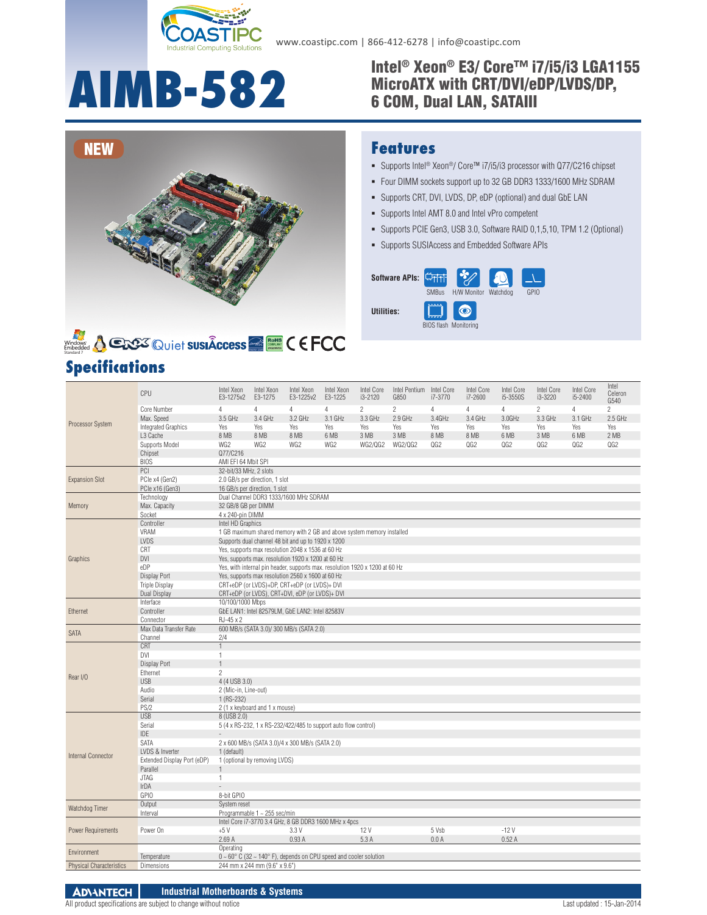www.coastipc.com | 866-412-6278 | info@coastipc.com

# AIMB-582

## Intel® Xeon® E3/ Core™ i7/i5/i3 LGA1155 MicroATX with CRT/DVI/eDP/LVDS/DP, 6 COM, Dual LAN, SATAIII

NEW

## Features

- Supports Intel® Xeon®/ Core™ i7/i5/i3 processor with Q77/C216 chipset
- Four DIMM sockets support up to 32 GB DDR3 1333/1600 MHz SDRAM
- Supports CRT, DVI, LVDS, DP, eDP (optional) and dual GbE LAN
- Supports Intel AMT 8.0 and Intel vPro competent
- Supports PCIE Gen3, USB 3.0, Software RAID 0,1,5,10, TPM 1.2 (Optional)
- Supports SUSIAccess and Embedded Software APIs

**Software APIs:** SMBus, H/W Monitor, Watchdog, GPIO

**Utilities:** BIOS flash, Monitoring

## Specifications

| | CPU | Intel Xeon E3-1275v2 | Intel Xeon E3-1275 | Intel Xeon E3-1225v2 | Intel Xeon E3-1225 | Intel Core i3-2120 | Intel Pentium G850 | Intel Core i7-3770 | Intel Core i7-2600 | Intel Core i5-3550S | Intel Core i3-3220 | Intel Core i5-2400 | Intel Celeron G540 |
|---|---|---|---|---|---|---|---|---|---|---|---|---|---|
| Processor System | Core Number | 4 | 4 | 4 | 4 | 2 | 2 | 4 | 4 | 4 | 2 | 4 | 2 |
| | Max. Speed | 3.5 GHz | 3.4 GHz | 3.2 GHz | 3.1 GHz | 3.3 GHz | 2.9 GHz | 3.4GHz | 3.4 GHz | 3.0GHz | 3.3 GHz | 3.1 GHz | 2.5 GHz |
| | Integrated Graphics | Yes | Yes | Yes | Yes | Yes | Yes | Yes | Yes | Yes | Yes | Yes | Yes |
| | L3 Cache | 8 MB | 8 MB | 8 MB | 6 MB | 3 MB | 3 MB | 8 MB | 8 MB | 6 MB | 3 MB | 6 MB | 2 MB |
| | Supports Model | WG2 | WG2 | WG2 | WG2 | WG2/QG2 | WG2/QG2 | QG2 | QG2 | QG2 | QG2 | QG2 | QG2 |
| | Chipset | Q77/C216 | | | | | | | | | | | |
| | BIOS | AMI EFI 64 Mbit SPI | | | | | | | | | | | |
| Expansion Slot | PCI | 32-bit/33 MHz, 2 slots | | | | | | | | | | | |
| | PCIe x4 (Gen2) | 2.0 GB/s per direction, 1 slot | | | | | | | | | | | |
| | PCIe x16 (Gen3) | 16 GB/s per direction, 1 slot | | | | | | | | | | | |
| Memory | Technology | Dual Channel DDR3 1333/1600 MHz SDRAM | | | | | | | | | | | |
| | Max. Capacity | 32 GB/8 GB per DIMM | | | | | | | | | | | |
| | Socket | 4 x 240-pin DIMM | | | | | | | | | | | |
| Graphics | Controller | Intel HD Graphics | | | | | | | | | | | |
| | VRAM | 1 GB maximum shared memory with 2 GB and above system memory installed | | | | | | | | | | | |
| | LVDS | Supports dual channel 48 bit and up to 1920 x 1200 | | | | | | | | | | | |
| | CRT | Yes, supports max resolution 2048 x 1536 at 60 Hz | | | | | | | | | | | |
| | DVI | Yes, supports max. resolution 1920 x 1200 at 60 Hz | | | | | | | | | | | |
| | eDP | Yes, with internal pin header, supports max. resolution 1920 x 1200 at 60 Hz | | | | | | | | | | | |
| | Display Port | Yes, supports max resolution 2560 x 1600 at 60 Hz | | | | | | | | | | | |
| | Triple Display | CRT+eDP (or LVDS)+DP, CRT+eDP (or LVDS)+ DVI | | | | | | | | | | | |
| | Dual Display | CRT+eDP (or LVDS), CRT+DVI, eDP (or LVDS)+ DVI | | | | | | | | | | | |
| Ethernet | Interface | 10/100/1000 Mbps | | | | | | | | | | | |
| | Controller | GbE LAN1: Intel 82579LM, GbE LAN2: Intel 82583V | | | | | | | | | | | |
| | Connector | RJ-45 x 2 | | | | | | | | | | | |
| SATA | Max Data Transfer Rate | 600 MB/s (SATA 3.0)/ 300 MB/s (SATA 2.0) | | | | | | | | | | | |
| | Channel | 2/4 | | | | | | | | | | | |
| Rear I/O | CRT | 1 | | | | | | | | | | | |
| | DVI | 1 | | | | | | | | | | | |
| | Display Port | 1 | | | | | | | | | | | |
| | Ethernet | 2 | | | | | | | | | | | |
| | USB | 4 (4 USB 3.0) | | | | | | | | | | | |
| | Audio | 2 (Mic-in, Line-out) | | | | | | | | | | | |
| | Serial | 1 (RS-232) | | | | | | | | | | | |
| | PS/2 | 2 (1 x keyboard and 1 x mouse) | | | | | | | | | | | |
| Internal Connector | USB | 8 (USB 2.0) | | | | | | | | | | | |
| | Serial | 5 (4 x RS-232, 1 x RS-232/422/485 to support auto flow control) | | | | | | | | | | | |
| | IDE | - | | | | | | | | | | | |
| | SATA | 2 x 600 MB/s (SATA 3.0)/4 x 300 MB/s (SATA 2.0) | | | | | | | | | | | |
| | LVDS & Inverter | 1 (default) | | | | | | | | | | | |
| | Extended Display Port (eDP) | 1 (optional by removing LVDS) | | | | | | | | | | | |
| | Parallel | 1 | | | | | | | | | | | |
| | JTAG | 1 | | | | | | | | | | | |
| | IrDA | - | | | | | | | | | | | |
| | GPIO | 8-bit GPIO | | | | | | | | | | | |
| Watchdog Timer | Output | System reset | | | | | | | | | | | |
| | Interval | Programmable 1 ~ 255 sec/min | | | | | | | | | | | |
| Power Requirements | | Intel Core i7-3770 3.4 GHz, 8 GB DDR3 1600 MHz x 4pcs | | | | | | | | | | | |
| | Power On | +5 V | | 3.3 V | | 12 V | | 5 Vsb | | -12 V | | | |
| | | 2.69 A | | 0.93 A | | 5.3 A | | 0.0 A | | 0.52 A | | | |
| Environment | | Operating | | | | | | | | | | | |
| | Temperature | 0 ~ 60° C (32 ~ 140° F), depends on CPU speed and cooler solution | | | | | | | | | | | |
| Physical Characteristics | Dimensions | 244 mm x 244 mm (9.6" x 9.6") | | | | | | | | | | | |

ADVANTECH Industrial Motherboards & Systems

All product specifications are subject to change without notice

Last updated : 15-Jan-2014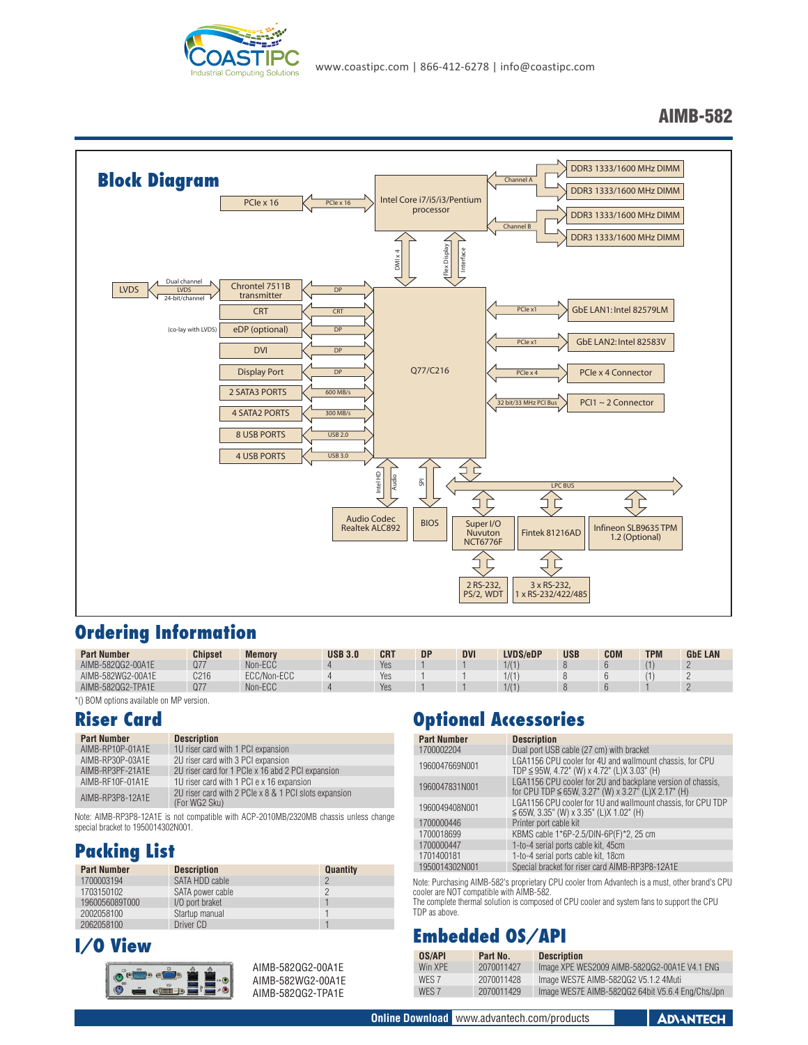# AIMB-582

## Block Diagram

PCIe x 16
PCIe x 16
Intel Core i7/i5/i3/Pentium processor
Channel A
DDR3 1333/1600 MHz DIMM
DDR3 1333/1600 MHz DIMM
Channel B
DDR3 1333/1600 MHz DIMM
DDR3 1333/1600 MHz DIMM
DMI x 4
Flex Display Interface
LVDS
Dual channel LVDS 24-bit/channel
Chrontel 7511B transmitter
DP
CRT
CRT
(co-lay with LVDS)
eDP (optional)
DP
DVI
DP
Display Port
DP
2 SATA3 PORTS
600 MB/s
4 SATA2 PORTS
300 MB/s
8 USB PORTS
USB 2.0
4 USB PORTS
USB 3.0
Q77/C216
PCIe x1
GbE LAN1: Intel 82579LM
PCIe x1
GbE LAN2: Intel 82583V
PCIe x 4
PCIe x 4 Connector
32 bit/33 MHz PCI Bus
PCI1 ~ 2 Connector
Intel HD Audio
SPI
LPC BUS
Audio Codec Realtek ALC892
BIOS
Super I/O Nuvuton NCT6776F
Fintek 81216AD
Infineon SLB9635 TPM 1.2 (Optional)
2 RS-232, PS/2, WDT
3 x RS-232, 1 x RS-232/422/485

## Ordering Information

| Part Number | Chipset | Memory | USB 3.0 | CRT | DP | DVI | LVDS/eDP | USB | COM | TPM | GbE LAN |
|---|---|---|---|---|---|---|---|---|---|---|---|
| AIMB-582QG2-00A1E | Q77 | Non-ECC | 4 | Yes | 1 | 1 | 1/(1) | 8 | 6 | (1) | 2 |
| AIMB-582WG2-00A1E | C216 | ECC/Non-ECC | 4 | Yes | 1 | 1 | 1/(1) | 8 | 6 | (1) | 2 |
| AIMB-582QG2-TPA1E | Q77 | Non-ECC | 4 | Yes | 1 | 1 | 1/(1) | 8 | 6 | 1 | 2 |

*() BOM options available on MP version.

## Riser Card

| Part Number | Description |
|---|---|
| AIMB-RP10P-01A1E | 1U riser card with 1 PCI expansion |
| AIMB-RP30P-03A1E | 2U riser card with 3 PCI expansion |
| AIMB-RP3PF-21A1E | 2U riser card for 1 PCIe x 16 abd 2 PCI expansion |
| AIMB-RF10F-01A1E | 1U riser card with 1 PCI e x 16 expansion |
| AIMB-RP3P8-12A1E | 2U riser card with 2 PCIe x 8 & 1 PCI slots expansion (For WG2 Sku) |

Note: AIMB-RP3P8-12A1E is not compatible with ACP-2010MB/2320MB chassis unless change special bracket to 1950014302N001.

## Packing List

| Part Number | Description | Quantity |
|---|---|---|
| 1700003194 | SATA HDD cable | 2 |
| 1703150102 | SATA power cable | 2 |
| 1960056089T000 | I/O port braket | 1 |
| 2002058100 | Startup manual | 1 |
| 2062058100 | Driver CD | 1 |

## I/O View

AIMB-582QG2-00A1E
AIMB-582WG2-00A1E
AIMB-582QG2-TPA1E

## Optional Accessories

| Part Number | Description |
|---|---|
| 1700002204 | Dual port USB cable (27 cm) with bracket |
| 1960047669N001 | LGA1156 CPU cooler for 4U and wallmount chassis, for CPU TDP ≦ 95W, 4.72" (W) x 4.72" (L)X 3.03" (H) |
| 1960047831N001 | LGA1156 CPU cooler for 2U and backplane version of chassis, for CPU TDP ≦ 65W, 3.27" (W) x 3.27" (L)X 2.17" (H) |
| 1960049408N001 | LGA1156 CPU cooler for 1U and wallmount chassis, for CPU TDP ≦ 65W, 3.35" (W) x 3.35" (L)X 1.02" (H) |
| 1700000446 | Printer port cable kit |
| 1700018699 | KBMS cable 1*6P-2.5/DIN-6P(F)*2, 25 cm |
| 1700000447 | 1-to-4 serial ports cable kit, 45cm |
| 1701400181 | 1-to-4 serial ports cable kit, 18cm |
| 1950014302N001 | Special bracket for riser card AIMB-RP3P8-12A1E |

Note: Purchasing AIMB-582's proprietary CPU cooler from Advantech is a must, other brand's CPU cooler are NOT compatible with AIMB-582.
The complete thermal solution is composed of CPU cooler and system fans to support the CPU TDP as above.

## Embedded OS/API

| OS/API | Part No. | Description |
|---|---|---|
| Win XPE | 2070011427 | Image XPE WES2009 AIMB-582QG2-00A1E V4.1 ENG |
| WES 7 | 2070011428 | Image WES7E AIMB-582QG2 V5.1.2 4Muti |
| WES 7 | 2070011429 | Image WES7E AIMB-582QG2 64bit V5.6.4 Eng/Chs/Jpn |

**Online Download** www.advantech.com/products